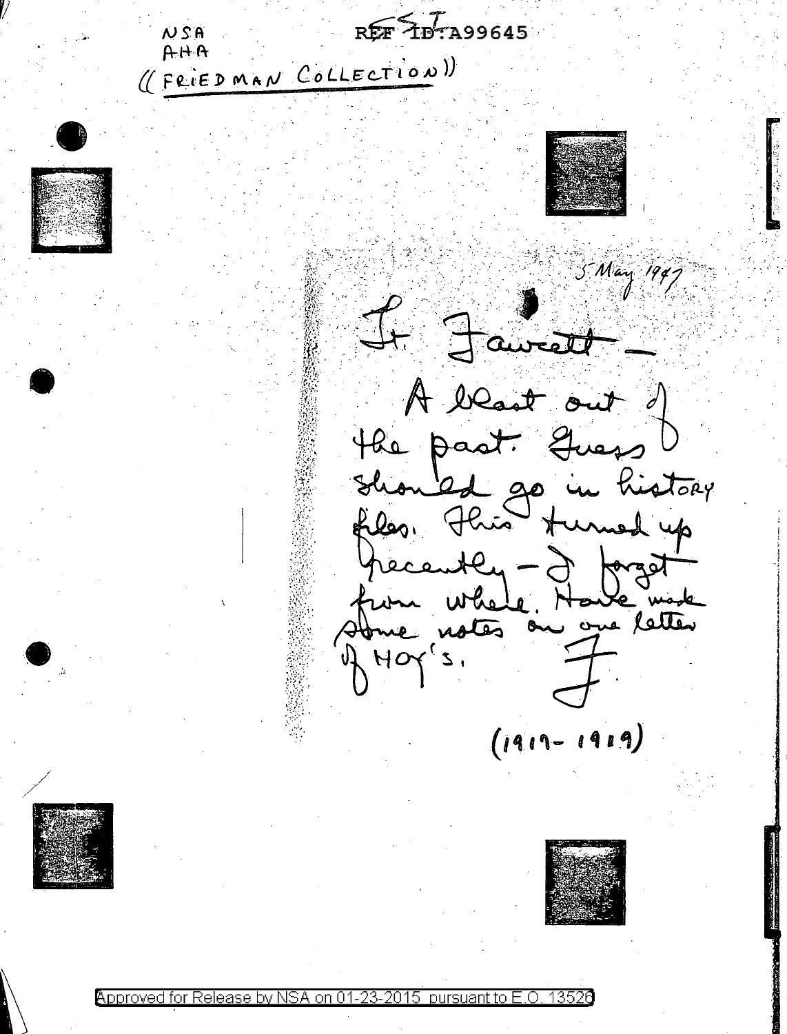NSA
AHA
((FRIEDMAN COLLECTION))

REF ID:A99645

5 May 1947

Lt. Fawcett —

A blast out of the past. Guess should go in history files. This turned up recently — I forget from where. Have made some notes on one letter of HOY's.

F.

(1917–1919)

Approved for Release by NSA on 01-23-2015 pursuant to E.O. 13526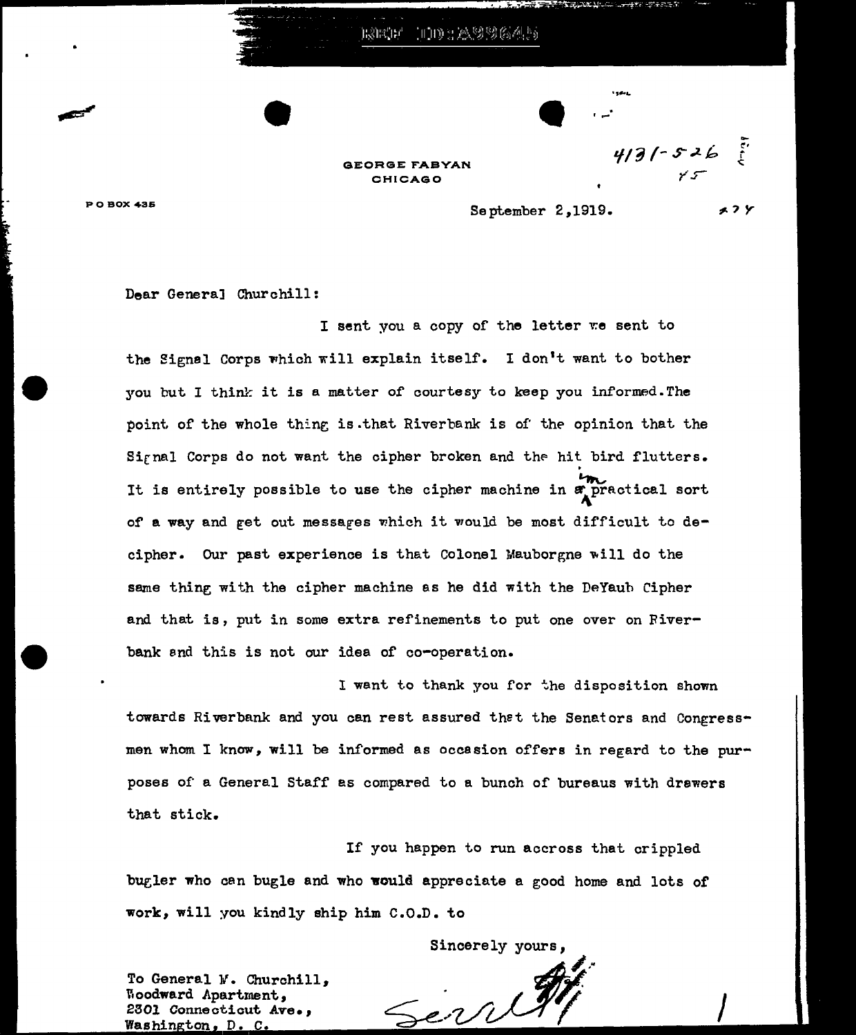4131-526

75

GEORGE FABYAN
CHICAGO

P O BOX 435

September 2,1919.

Dear General Churchill:

I sent you a copy of the letter we sent to the Signal Corps which will explain itself. I don't want to bother you but I think it is a matter of courtesy to keep you informed. The point of the whole thing is that Riverbank is of the opinion that the Signal Corps do not want the cipher broken and the hit bird flutters. It is entirely possible to use the cipher machine in impractical sort of a way and get out messages which it would be most difficult to decipher. Our past experience is that Colonel Mauborgne will do the same thing with the cipher machine as he did with the DeYaub Cipher and that is, put in some extra refinements to put one over on Riverbank and this is not our idea of co-operation.

I want to thank you for the disposition shown towards Riverbank and you can rest assured that the Senators and Congressmen whom I know, will be informed as occasion offers in regard to the purposes of a General Staff as compared to a bunch of bureaus with drawers that stick.

If you happen to run accross that crippled bugler who can bugle and who would appreciate a good home and lots of work, will you kindly ship him C.O.D. to

Sincerely yours,

To General M. Churchill,
Woodward Apartment,
2301 Connecticut Ave.,
Washington, D. C.